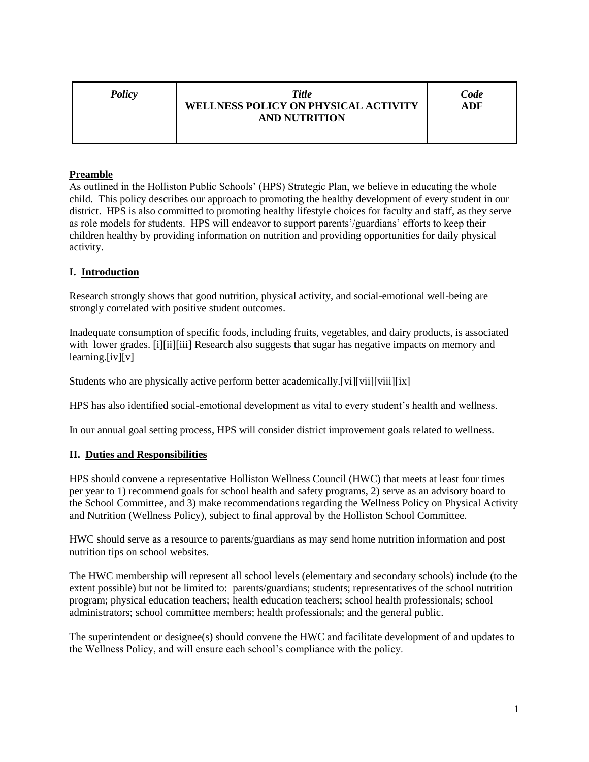| *Policy* | ***Title*** **WELLNESS POLICY ON PHYSICAL ACTIVITY AND NUTRITION** | ***Code*** **ADF** |
| --- | --- | --- |

## Preamble

As outlined in the Holliston Public Schools' (HPS) Strategic Plan, we believe in educating the whole child. This policy describes our approach to promoting the healthy development of every student in our district. HPS is also committed to promoting healthy lifestyle choices for faculty and staff, as they serve as role models for students. HPS will endeavor to support parents'/guardians' efforts to keep their children healthy by providing information on nutrition and providing opportunities for daily physical activity.

## I. Introduction

Research strongly shows that good nutrition, physical activity, and social-emotional well-being are strongly correlated with positive student outcomes.

Inadequate consumption of specific foods, including fruits, vegetables, and dairy products, is associated with lower grades. [i][ii][iii] Research also suggests that sugar has negative impacts on memory and learning.[iv][v]

Students who are physically active perform better academically.[vi][vii][viii][ix]

HPS has also identified social-emotional development as vital to every student's health and wellness.

In our annual goal setting process, HPS will consider district improvement goals related to wellness.

## II. Duties and Responsibilities

HPS should convene a representative Holliston Wellness Council (HWC) that meets at least four times per year to 1) recommend goals for school health and safety programs, 2) serve as an advisory board to the School Committee, and 3) make recommendations regarding the Wellness Policy on Physical Activity and Nutrition (Wellness Policy), subject to final approval by the Holliston School Committee.

HWC should serve as a resource to parents/guardians as may send home nutrition information and post nutrition tips on school websites.

The HWC membership will represent all school levels (elementary and secondary schools) include (to the extent possible) but not be limited to: parents/guardians; students; representatives of the school nutrition program; physical education teachers; health education teachers; school health professionals; school administrators; school committee members; health professionals; and the general public.

The superintendent or designee(s) should convene the HWC and facilitate development of and updates to the Wellness Policy, and will ensure each school's compliance with the policy.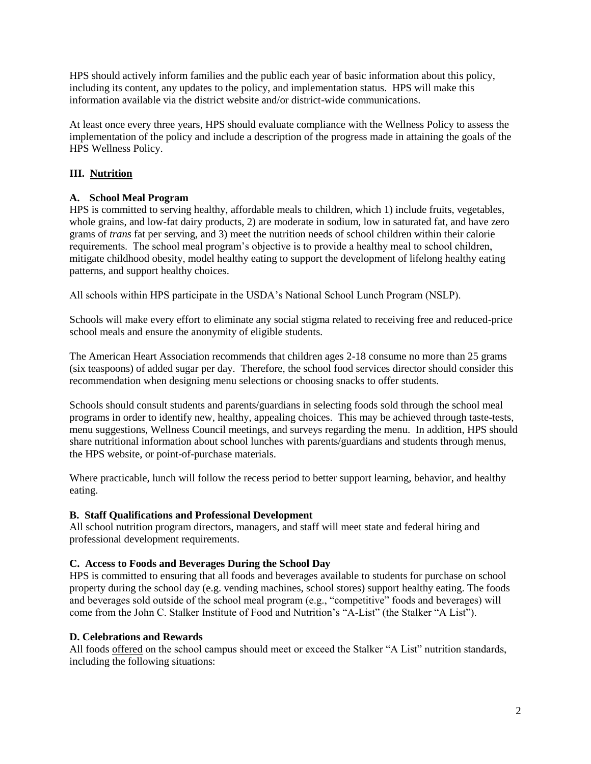HPS should actively inform families and the public each year of basic information about this policy, including its content, any updates to the policy, and implementation status. HPS will make this information available via the district website and/or district-wide communications.

At least once every three years, HPS should evaluate compliance with the Wellness Policy to assess the implementation of the policy and include a description of the progress made in attaining the goals of the HPS Wellness Policy.

## III. Nutrition

### A. School Meal Program

HPS is committed to serving healthy, affordable meals to children, which 1) include fruits, vegetables, whole grains, and low-fat dairy products, 2) are moderate in sodium, low in saturated fat, and have zero grams of *trans* fat per serving, and 3) meet the nutrition needs of school children within their calorie requirements. The school meal program's objective is to provide a healthy meal to school children, mitigate childhood obesity, model healthy eating to support the development of lifelong healthy eating patterns, and support healthy choices.

All schools within HPS participate in the USDA's National School Lunch Program (NSLP).

Schools will make every effort to eliminate any social stigma related to receiving free and reduced-price school meals and ensure the anonymity of eligible students.

The American Heart Association recommends that children ages 2-18 consume no more than 25 grams (six teaspoons) of added sugar per day. Therefore, the school food services director should consider this recommendation when designing menu selections or choosing snacks to offer students.

Schools should consult students and parents/guardians in selecting foods sold through the school meal programs in order to identify new, healthy, appealing choices. This may be achieved through taste-tests, menu suggestions, Wellness Council meetings, and surveys regarding the menu. In addition, HPS should share nutritional information about school lunches with parents/guardians and students through menus, the HPS website, or point-of-purchase materials.

Where practicable, lunch will follow the recess period to better support learning, behavior, and healthy eating.

### B. Staff Qualifications and Professional Development

All school nutrition program directors, managers, and staff will meet state and federal hiring and professional development requirements.

### C. Access to Foods and Beverages During the School Day

HPS is committed to ensuring that all foods and beverages available to students for purchase on school property during the school day (e.g. vending machines, school stores) support healthy eating. The foods and beverages sold outside of the school meal program (e.g., "competitive" foods and beverages) will come from the John C. Stalker Institute of Food and Nutrition's "A-List" (the Stalker "A List").

### D. Celebrations and Rewards

All foods offered on the school campus should meet or exceed the Stalker "A List" nutrition standards, including the following situations: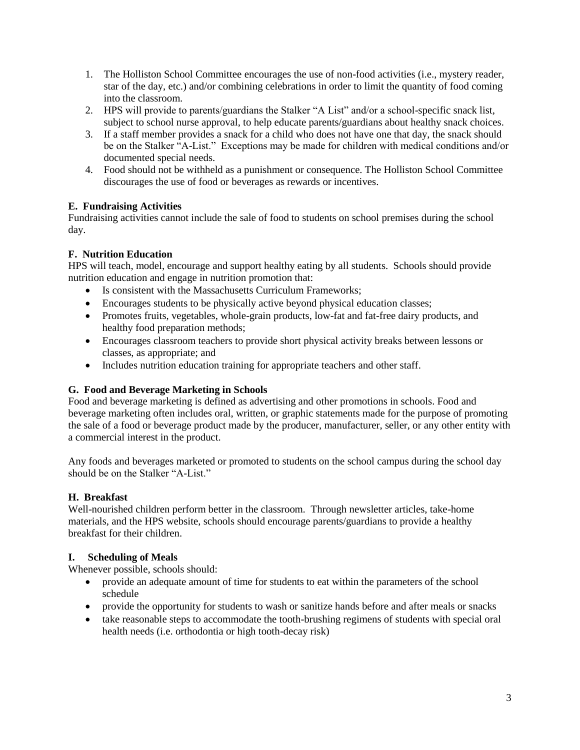1. The Holliston School Committee encourages the use of non-food activities (i.e., mystery reader, star of the day, etc.) and/or combining celebrations in order to limit the quantity of food coming into the classroom.
2. HPS will provide to parents/guardians the Stalker "A List" and/or a school-specific snack list, subject to school nurse approval, to help educate parents/guardians about healthy snack choices.
3. If a staff member provides a snack for a child who does not have one that day, the snack should be on the Stalker "A-List." Exceptions may be made for children with medical conditions and/or documented special needs.
4. Food should not be withheld as a punishment or consequence. The Holliston School Committee discourages the use of food or beverages as rewards or incentives.

**E. Fundraising Activities**

Fundraising activities cannot include the sale of food to students on school premises during the school day.

**F. Nutrition Education**

HPS will teach, model, encourage and support healthy eating by all students. Schools should provide nutrition education and engage in nutrition promotion that:

- Is consistent with the Massachusetts Curriculum Frameworks;
- Encourages students to be physically active beyond physical education classes;
- Promotes fruits, vegetables, whole-grain products, low-fat and fat-free dairy products, and healthy food preparation methods;
- Encourages classroom teachers to provide short physical activity breaks between lessons or classes, as appropriate; and
- Includes nutrition education training for appropriate teachers and other staff.

**G. Food and Beverage Marketing in Schools**

Food and beverage marketing is defined as advertising and other promotions in schools. Food and beverage marketing often includes oral, written, or graphic statements made for the purpose of promoting the sale of a food or beverage product made by the producer, manufacturer, seller, or any other entity with a commercial interest in the product.

Any foods and beverages marketed or promoted to students on the school campus during the school day should be on the Stalker "A-List."

**H. Breakfast**

Well-nourished children perform better in the classroom. Through newsletter articles, take-home materials, and the HPS website, schools should encourage parents/guardians to provide a healthy breakfast for their children.

**I. Scheduling of Meals**

Whenever possible, schools should:

- provide an adequate amount of time for students to eat within the parameters of the school schedule
- provide the opportunity for students to wash or sanitize hands before and after meals or snacks
- take reasonable steps to accommodate the tooth-brushing regimens of students with special oral health needs (i.e. orthodontia or high tooth-decay risk)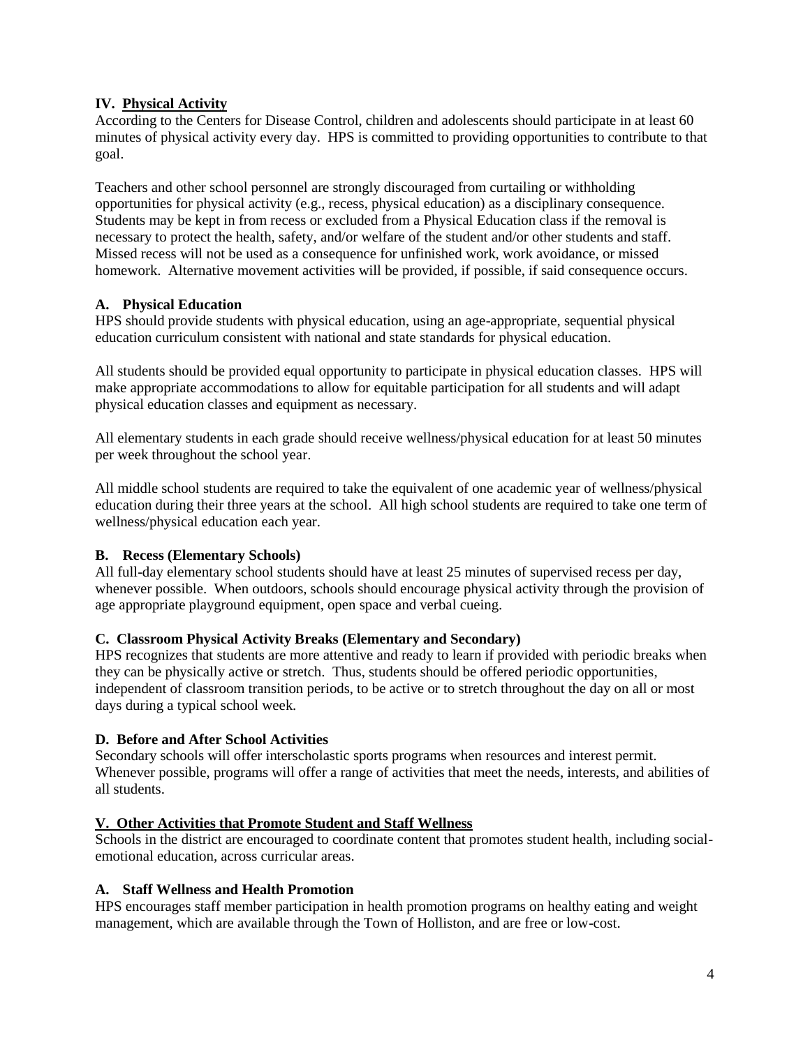## IV. Physical Activity

According to the Centers for Disease Control, children and adolescents should participate in at least 60 minutes of physical activity every day. HPS is committed to providing opportunities to contribute to that goal.

Teachers and other school personnel are strongly discouraged from curtailing or withholding opportunities for physical activity (e.g., recess, physical education) as a disciplinary consequence. Students may be kept in from recess or excluded from a Physical Education class if the removal is necessary to protect the health, safety, and/or welfare of the student and/or other students and staff. Missed recess will not be used as a consequence for unfinished work, work avoidance, or missed homework. Alternative movement activities will be provided, if possible, if said consequence occurs.

### A. Physical Education

HPS should provide students with physical education, using an age-appropriate, sequential physical education curriculum consistent with national and state standards for physical education.

All students should be provided equal opportunity to participate in physical education classes. HPS will make appropriate accommodations to allow for equitable participation for all students and will adapt physical education classes and equipment as necessary.

All elementary students in each grade should receive wellness/physical education for at least 50 minutes per week throughout the school year.

All middle school students are required to take the equivalent of one academic year of wellness/physical education during their three years at the school. All high school students are required to take one term of wellness/physical education each year.

### B. Recess (Elementary Schools)

All full-day elementary school students should have at least 25 minutes of supervised recess per day, whenever possible. When outdoors, schools should encourage physical activity through the provision of age appropriate playground equipment, open space and verbal cueing.

### C. Classroom Physical Activity Breaks (Elementary and Secondary)

HPS recognizes that students are more attentive and ready to learn if provided with periodic breaks when they can be physically active or stretch. Thus, students should be offered periodic opportunities, independent of classroom transition periods, to be active or to stretch throughout the day on all or most days during a typical school week.

### D. Before and After School Activities

Secondary schools will offer interscholastic sports programs when resources and interest permit. Whenever possible, programs will offer a range of activities that meet the needs, interests, and abilities of all students.

## V. Other Activities that Promote Student and Staff Wellness

Schools in the district are encouraged to coordinate content that promotes student health, including social-emotional education, across curricular areas.

### A. Staff Wellness and Health Promotion

HPS encourages staff member participation in health promotion programs on healthy eating and weight management, which are available through the Town of Holliston, and are free or low-cost.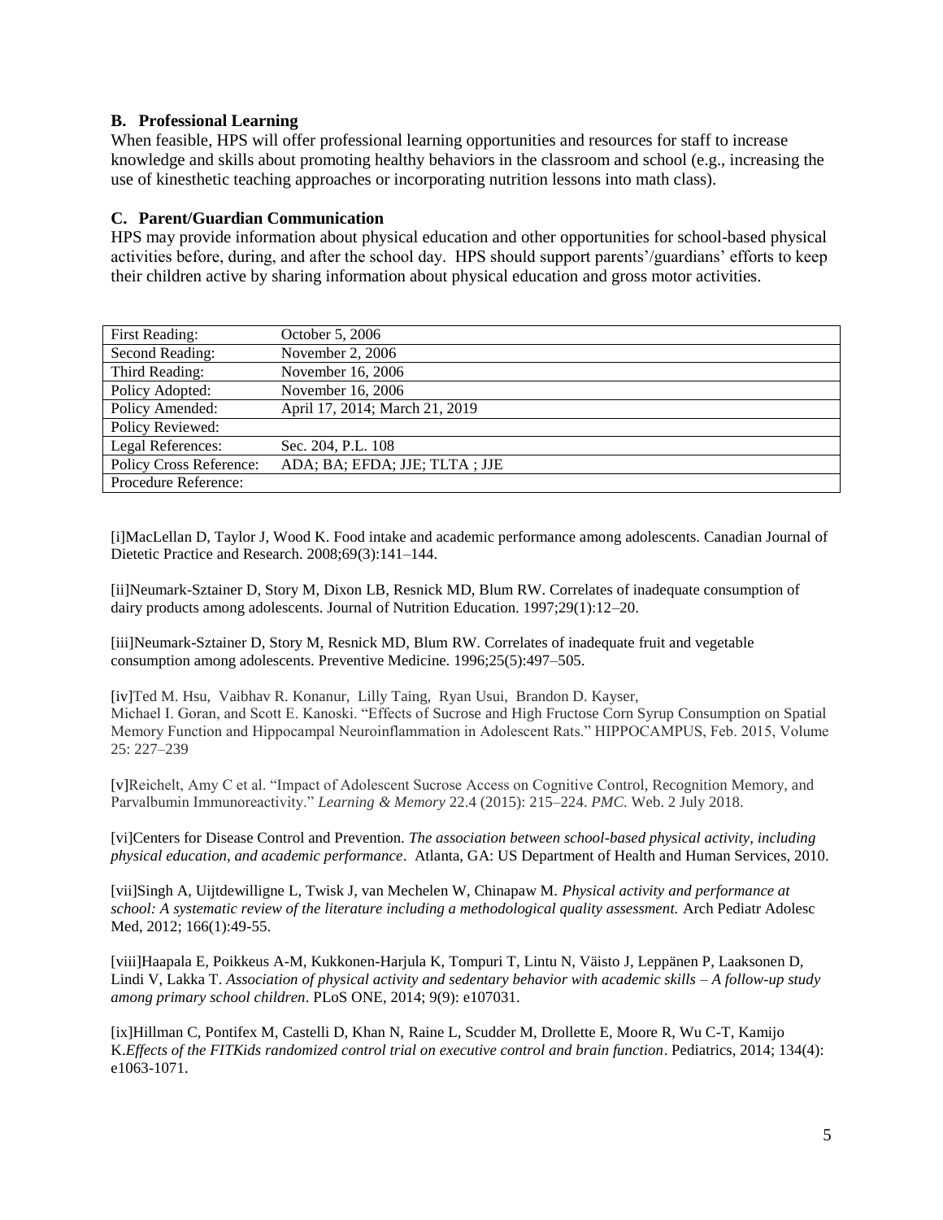### B. Professional Learning

When feasible, HPS will offer professional learning opportunities and resources for staff to increase knowledge and skills about promoting healthy behaviors in the classroom and school (e.g., increasing the use of kinesthetic teaching approaches or incorporating nutrition lessons into math class).

### C. Parent/Guardian Communication

HPS may provide information about physical education and other opportunities for school-based physical activities before, during, and after the school day. HPS should support parents'/guardians' efforts to keep their children active by sharing information about physical education and gross motor activities.

| | |
|---|---|
| First Reading: | October 5, 2006 |
| Second Reading: | November 2, 2006 |
| Third Reading: | November 16, 2006 |
| Policy Adopted: | November 16, 2006 |
| Policy Amended: | April 17, 2014; March 21, 2019 |
| Policy Reviewed: | |
| Legal References: | Sec. 204, P.L. 108 |
| Policy Cross Reference: | ADA; BA; EFDA; JJE; TLTA ; JJE |
| Procedure Reference: | |

[i]MacLellan D, Taylor J, Wood K. Food intake and academic performance among adolescents. Canadian Journal of Dietetic Practice and Research. 2008;69(3):141–144.

[ii]Neumark-Sztainer D, Story M, Dixon LB, Resnick MD, Blum RW. Correlates of inadequate consumption of dairy products among adolescents. Journal of Nutrition Education. 1997;29(1):12–20.

[iii]Neumark-Sztainer D, Story M, Resnick MD, Blum RW. Correlates of inadequate fruit and vegetable consumption among adolescents. Preventive Medicine. 1996;25(5):497–505.

[iv]Ted M. Hsu, Vaibhav R. Konanur, Lilly Taing, Ryan Usui, Brandon D. Kayser, Michael I. Goran, and Scott E. Kanoski. "Effects of Sucrose and High Fructose Corn Syrup Consumption on Spatial Memory Function and Hippocampal Neuroinflammation in Adolescent Rats." HIPPOCAMPUS, Feb. 2015, Volume 25: 227–239

[v]Reichelt, Amy C et al. "Impact of Adolescent Sucrose Access on Cognitive Control, Recognition Memory, and Parvalbumin Immunoreactivity." *Learning & Memory* 22.4 (2015): 215–224. *PMC*. Web. 2 July 2018.

[vi]Centers for Disease Control and Prevention. *The association between school-based physical activity, including physical education, and academic performance*. Atlanta, GA: US Department of Health and Human Services, 2010.

[vii]Singh A, Uijtdewilligne L, Twisk J, van Mechelen W, Chinapaw M. *Physical activity and performance at school: A systematic review of the literature including a methodological quality assessment.* Arch Pediatr Adolesc Med, 2012; 166(1):49-55.

[viii]Haapala E, Poikkeus A-M, Kukkonen-Harjula K, Tompuri T, Lintu N, Väisto J, Leppänen P, Laaksonen D, Lindi V, Lakka T. *Association of physical activity and sedentary behavior with academic skills – A follow-up study among primary school children*. PLoS ONE, 2014; 9(9): e107031.

[ix]Hillman C, Pontifex M, Castelli D, Khan N, Raine L, Scudder M, Drollette E, Moore R, Wu C-T, Kamijo K.*Effects of the FITKids randomized control trial on executive control and brain function*. Pediatrics, 2014; 134(4): e1063-1071.